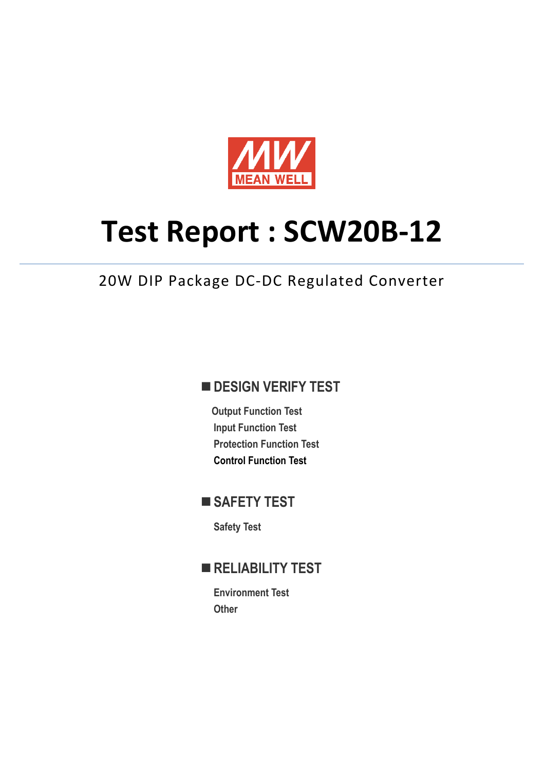MEAN WELL

# Test Report : SCW20B-12

20W DIP Package DC-DC Regulated Converter

## ■ DESIGN VERIFY TEST

- Output Function Test
- Input Function Test
- Protection Function Test
- Control Function Test

## ■ SAFETY TEST

- Safety Test

## ■ RELIABILITY TEST

- Environment Test
- Other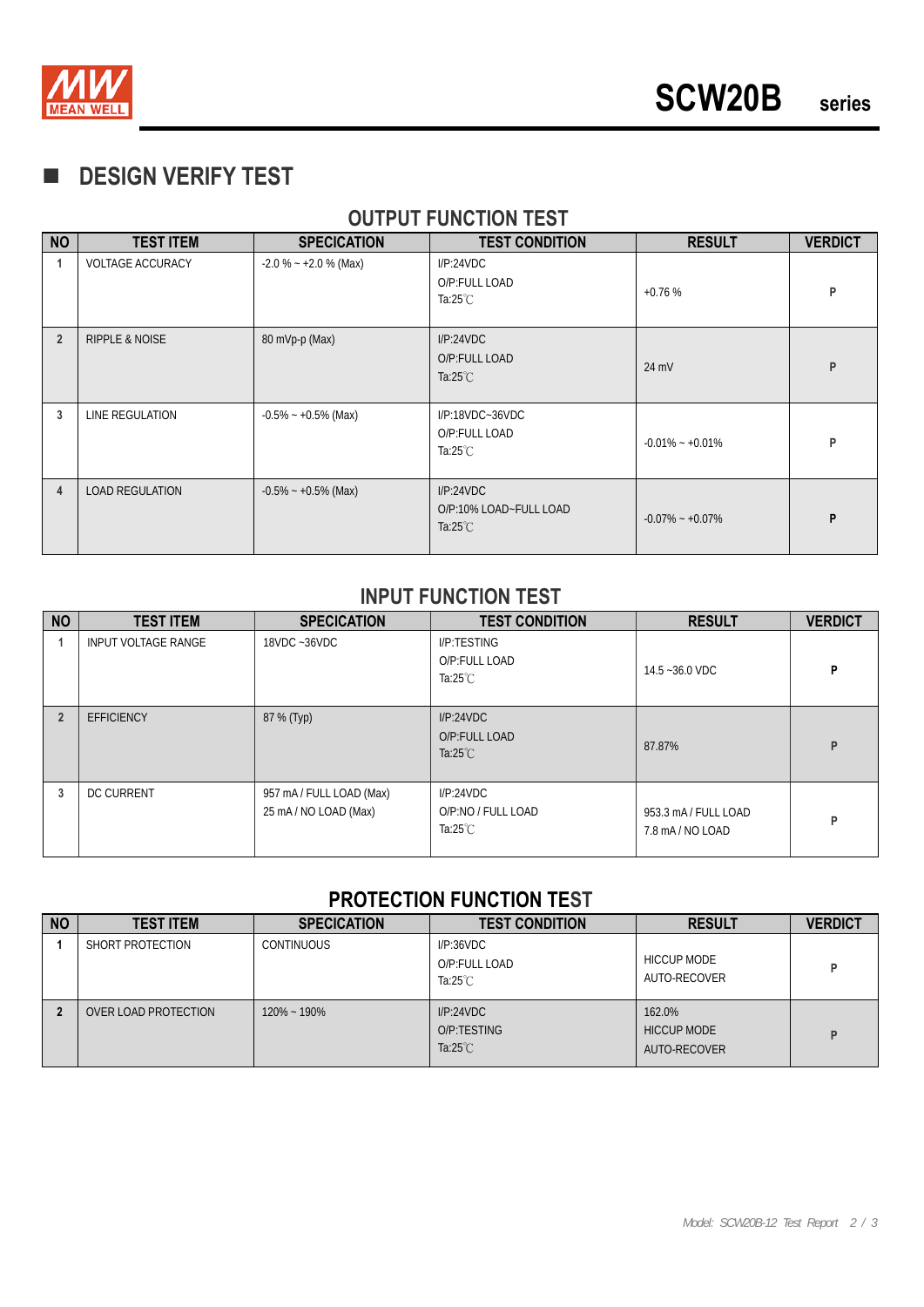# DESIGN VERIFY TEST

## OUTPUT FUNCTION TEST

| NO | TEST ITEM | SPECICATION | TEST CONDITION | RESULT | VERDICT |
|---|---|---|---|---|---|
| 1 | VOLTAGE ACCURACY | -2.0 % ~ +2.0 % (Max) | I/P:24VDC<br>O/P:FULL LOAD<br>Ta:25℃ | +0.76 % | P |
| 2 | RIPPLE & NOISE | 80 mVp-p (Max) | I/P:24VDC<br>O/P:FULL LOAD<br>Ta:25℃ | 24 mV | P |
| 3 | LINE REGULATION | -0.5% ~ +0.5% (Max) | I/P:18VDC~36VDC<br>O/P:FULL LOAD<br>Ta:25℃ | -0.01% ~ +0.01% | P |
| 4 | LOAD REGULATION | -0.5% ~ +0.5% (Max) | I/P:24VDC<br>O/P:10% LOAD~FULL LOAD<br>Ta:25℃ | -0.07% ~ +0.07% | P |

## INPUT FUNCTION TEST

| NO | TEST ITEM | SPECICATION | TEST CONDITION | RESULT | VERDICT |
|---|---|---|---|---|---|
| 1 | INPUT VOLTAGE RANGE | 18VDC ~36VDC | I/P:TESTING<br>O/P:FULL LOAD<br>Ta:25℃ | 14.5 ~36.0 VDC | P |
| 2 | EFFICIENCY | 87 % (Typ) | I/P:24VDC<br>O/P:FULL LOAD<br>Ta:25℃ | 87.87% | P |
| 3 | DC CURRENT | 957 mA / FULL LOAD (Max)<br>25 mA / NO LOAD (Max) | I/P:24VDC<br>O/P:NO / FULL LOAD<br>Ta:25℃ | 953.3 mA / FULL LOAD<br>7.8 mA / NO LOAD | P |

## PROTECTION FUNCTION TEST

| NO | TEST ITEM | SPECICATION | TEST CONDITION | RESULT | VERDICT |
|---|---|---|---|---|---|
| 1 | SHORT PROTECTION | CONTINUOUS | I/P:36VDC<br>O/P:FULL LOAD<br>Ta:25℃ | HICCUP MODE<br>AUTO-RECOVER | P |
| 2 | OVER LOAD PROTECTION | 120% ~ 190% | I/P:24VDC<br>O/P:TESTING<br>Ta:25℃ | 162.0%<br>HICCUP MODE<br>AUTO-RECOVER | P |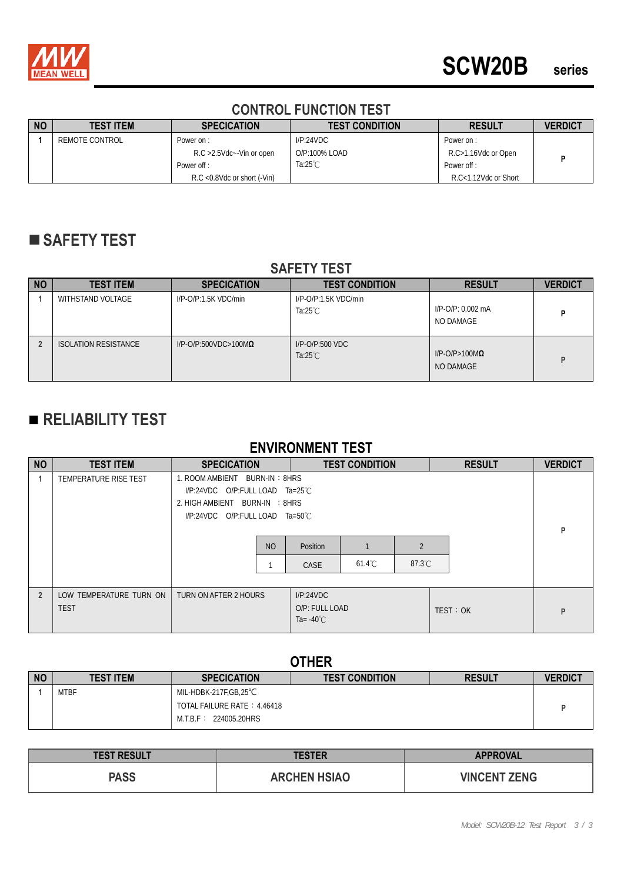# SCW20B series

## CONTROL FUNCTION TEST

| NO | TEST ITEM | SPECICATION | TEST CONDITION | RESULT | VERDICT |
|---|---|---|---|---|---|
| 1 | REMOTE CONTROL | Power on : R.C >2.5Vdc~-Vin or open Power off : R.C <0.8Vdc or short (-Vin) | I/P:24VDC O/P:100% LOAD Ta:25℃ | Power on : R.C>1.16Vdc or Open Power off : R.C<1.12Vdc or Short | P |

## ■ SAFETY TEST

### SAFETY TEST

| NO | TEST ITEM | SPECICATION | TEST CONDITION | RESULT | VERDICT |
|---|---|---|---|---|---|
| 1 | WITHSTAND VOLTAGE | I/P-O/P:1.5K VDC/min | I/P-O/P:1.5K VDC/min Ta:25℃ | I/P-O/P: 0.002 mA NO DAMAGE | P |
| 2 | ISOLATION RESISTANCE | I/P-O/P:500VDC>100MΩ | I/P-O/P:500 VDC Ta:25℃ | I/P-O/P>100MΩ NO DAMAGE | P |

## ■ RELIABILITY TEST

### ENVIRONMENT TEST

| NO | TEST ITEM | SPECICATION | TEST CONDITION | RESULT | VERDICT |
|---|---|---|---|---|---|
| 1 | TEMPERATURE RISE TEST | 1. ROOM AMBIENT BURN-IN：8HRS I/P:24VDC O/P:FULL LOAD Ta=25℃ 2. HIGH AMBIENT BURN-IN：8HRS I/P:24VDC O/P:FULL LOAD Ta=50℃ | | | P |
| 2 | LOW TEMPERATURE TURN ON TEST | TURN ON AFTER 2 HOURS | I/P:24VDC O/P: FULL LOAD Ta= -40℃ | TEST：OK | P |

| NO | Position | 1 | 2 |
|---|---|---|---|
| 1 | CASE | 61.4℃ | 87.3℃ |

### OTHER

| NO | TEST ITEM | SPECICATION | TEST CONDITION | RESULT | VERDICT |
|---|---|---|---|---|---|
| 1 | MTBF | MIL-HDBK-217F,GB,25℃ TOTAL FAILURE RATE：4.46418 M.T.B.F： 224005.20HRS | | | P |

| TEST RESULT | TESTER | APPROVAL |
|---|---|---|
| PASS | ARCHEN HSIAO | VINCENT ZENG |

*Model: SCW20B-12 Test Report*